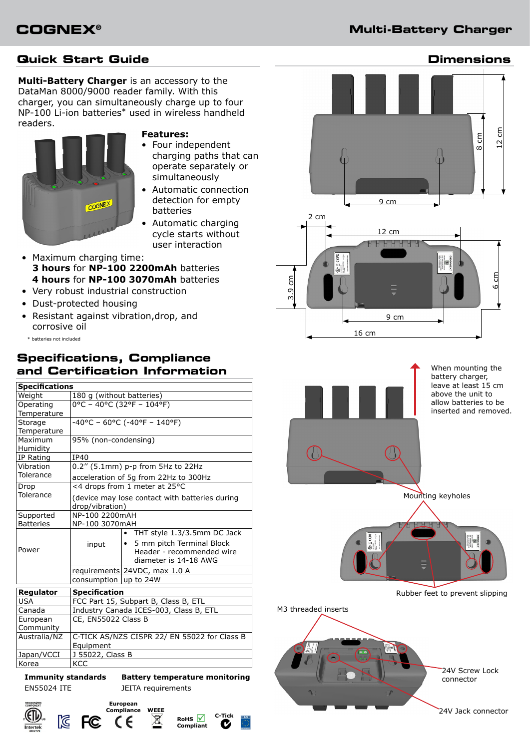COGNEX®

# Multi-Battery Charger

## Quick Start Guide

**Multi-Battery Charger** is an accessory to the DataMan 8000/9000 reader family. With this charger, you can simultaneously charge up to four NP-100 Li-ion batteries* used in wireless handheld readers.

**Features:**

- Four independent charging paths that can operate separately or simultaneously
- Automatic connection detection for empty batteries
- Automatic charging cycle starts without user interaction
- Maximum charging time:
  **3 hours** for **NP-100 2200mAh** batteries
  **4 hours** for **NP-100 3070mAh** batteries
- Very robust industrial construction
- Dust-protected housing
- Resistant against vibration,drop, and corrosive oil

\* batteries not included

## Dimensions

12 cm
8 cm
9 cm
2 cm
12 cm
3.9 cm
6 cm
9 cm
16 cm

When mounting the battery charger, leave at least 15 cm above the unit to allow batteries to be inserted and removed.

Mounting keyholes

Rubber feet to prevent slipping

M3 threaded inserts

24V Screw Lock connector

24V Jack connector

## Specifications, Compliance and Certification Information

| Specifications | | |
|---|---|---|
| Weight | 180 g (without batteries) | |
| Operating Temperature | 0°C – 40°C (32°F – 104°F) | |
| Storage Temperature | -40°C – 60°C (-40°F – 140°F) | |
| Maximum Humidity | 95% (non-condensing) | |
| IP Rating | IP40 | |
| Vibration Tolerance | 0.2" (5.1mm) p-p from 5Hz to 22Hz<br>acceleration of 5g from 22Hz to 300Hz | |
| Drop Tolerance | <4 drops from 1 meter at 25°C<br>(device may lose contact with batteries during drop/vibration) | |
| Supported Batteries | NP-100 2200mAH<br>NP-100 3070mAH | |
| Power | input | • THT style 1.3/3.5mm DC Jack<br>• 5 mm pitch Terminal Block Header - recommended wire diameter is 14-18 AWG |
| | requirements | 24VDC, max 1.0 A |
| | consumption | up to 24W |

| Regulator | Specification |
|---|---|
| USA | FCC Part 15, Subpart B, Class B, ETL |
| Canada | Industry Canada ICES-003, Class B, ETL |
| European Community | CE, EN55022 Class B |
| Australia/NZ | C-TICK AS/NZS CISPR 22/ EN 55022 for Class B Equipment |
| Japan/VCCI | J 55022, Class B |
| Korea | KCC |

**Immunity standards**
EN55024 ITE

**Battery temperature monitoring**
JEITA requirements

European Compliance
WEEE
RoHS Compliant
C-Tick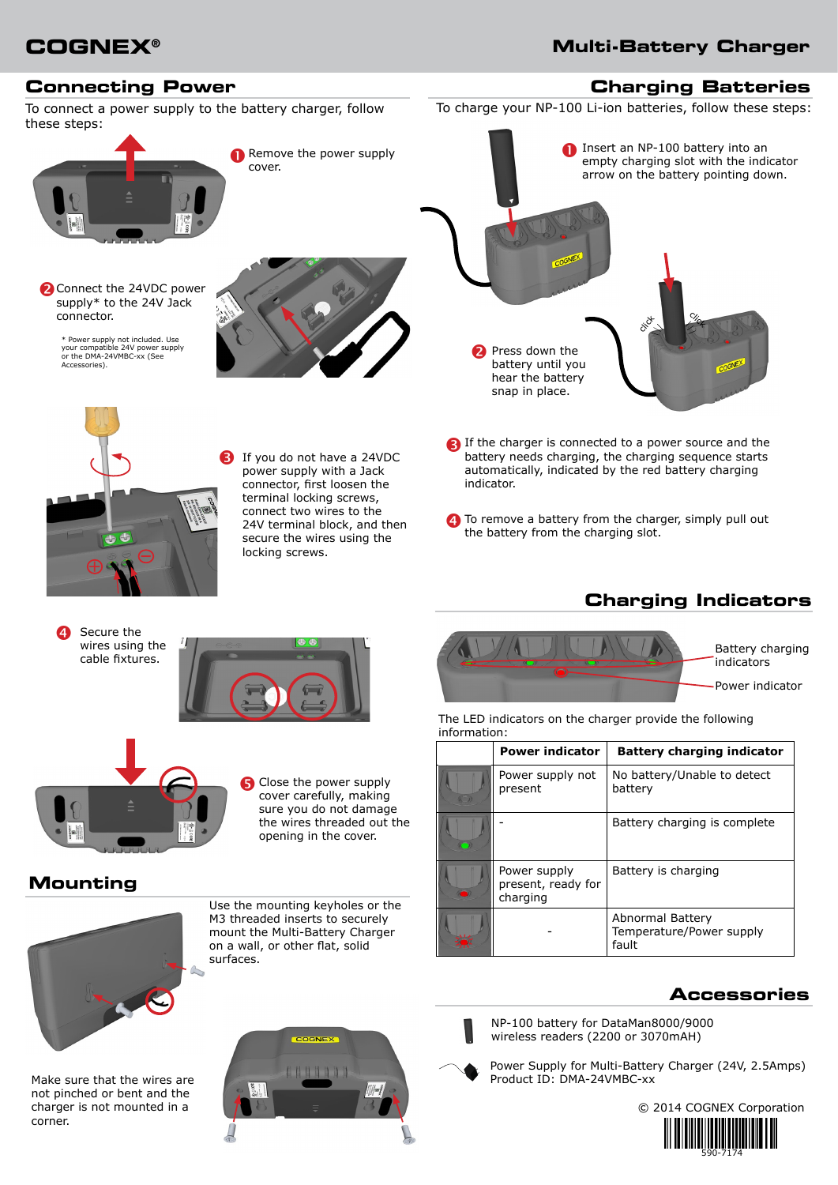# COGNEX®

# Multi-Battery Charger

## Connecting Power

To connect a power supply to the battery charger, follow these steps:

1. Remove the power supply cover.
2. Connect the 24VDC power supply* to the 24V Jack connector.

   \* Power supply not included. Use your compatible 24V power supply or the DMA-24VMBC-xx (See Accessories).

3. If you do not have a 24VDC power supply with a Jack connector, first loosen the terminal locking screws, connect two wires to the 24V terminal block, and then secure the wires using the locking screws.
4. Secure the wires using the cable fixtures.
5. Close the power supply cover carefully, making sure you do not damage the wires threaded out the opening in the cover.

## Mounting

Use the mounting keyholes or the M3 threaded inserts to securely mount the Multi-Battery Charger on a wall, or other flat, solid surfaces.

Make sure that the wires are not pinched or bent and the charger is not mounted in a corner.

## Charging Batteries

To charge your NP-100 Li-ion batteries, follow these steps:

1. Insert an NP-100 battery into an empty charging slot with the indicator arrow on the battery pointing down.
2. Press down the battery until you hear the battery snap in place.
3. If the charger is connected to a power source and the battery needs charging, the charging sequence starts automatically, indicated by the red battery charging indicator.
4. To remove a battery from the charger, simply pull out the battery from the charging slot.

## Charging Indicators

Battery charging indicators

Power indicator

The LED indicators on the charger provide the following information:

| | Power indicator | Battery charging indicator |
|---|---|---|
| | Power supply not present | No battery/Unable to detect battery |
| | - | Battery charging is complete |
| | Power supply present, ready for charging | Battery is charging |
| | - | Abnormal Battery Temperature/Power supply fault |

## Accessories

NP-100 battery for DataMan8000/9000 wireless readers (2200 or 3070mAH)

Power Supply for Multi-Battery Charger (24V, 2.5Amps)
Product ID: DMA-24VMBC-xx

© 2014 COGNEX Corporation

590-7174